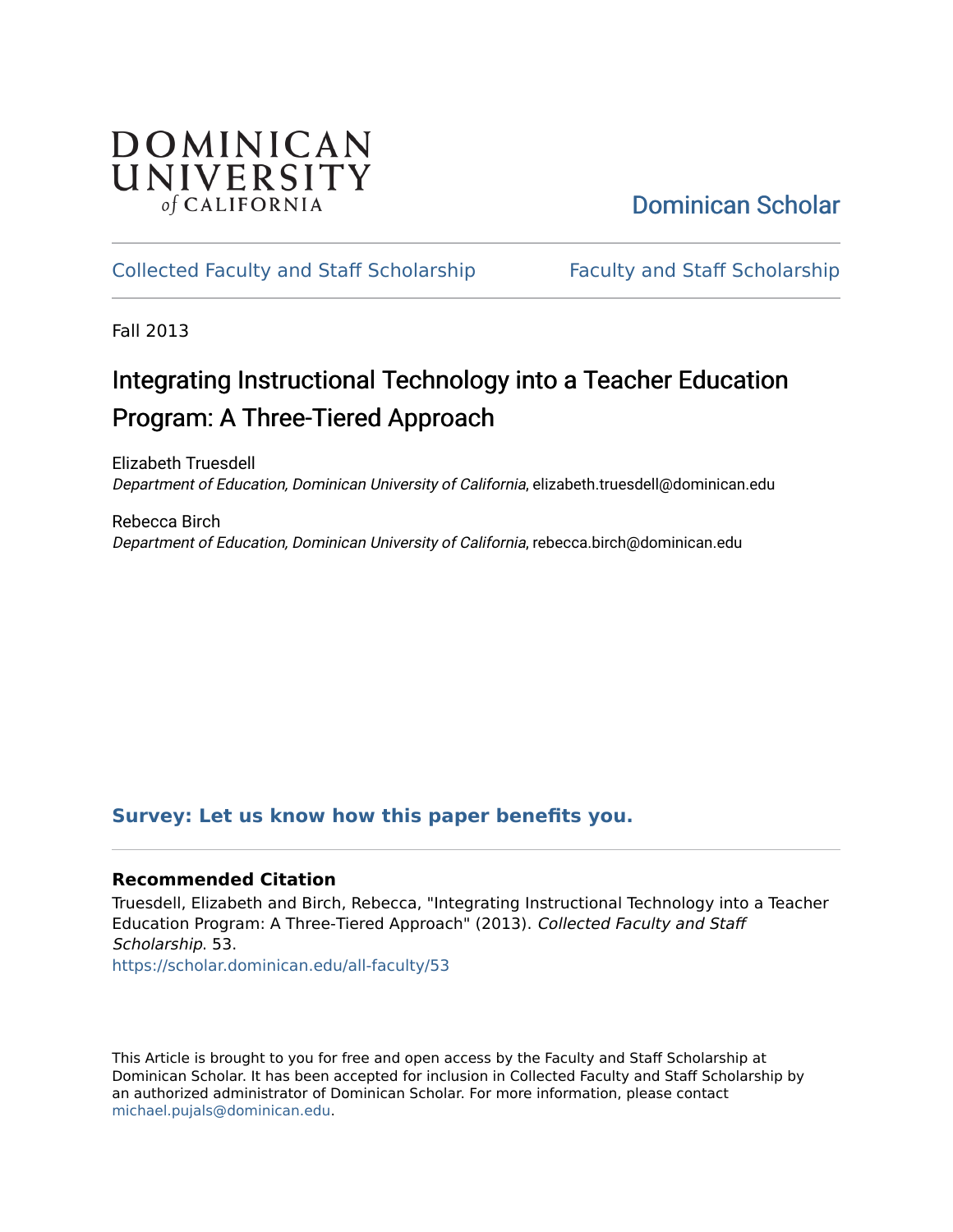DOMINICAN UNIVERSITY *of* CALIFORNIA

Dominican Scholar

Collected Faculty and Staff Scholarship

Faculty and Staff Scholarship

Fall 2013

# Integrating Instructional Technology into a Teacher Education Program: A Three-Tiered Approach

Elizabeth Truesdell
*Department of Education, Dominican University of California*, elizabeth.truesdell@dominican.edu

Rebecca Birch
*Department of Education, Dominican University of California*, rebecca.birch@dominican.edu

**Survey: Let us know how this paper benefits you.**

### Recommended Citation

Truesdell, Elizabeth and Birch, Rebecca, "Integrating Instructional Technology into a Teacher Education Program: A Three-Tiered Approach" (2013). *Collected Faculty and Staff Scholarship*. 53.
https://scholar.dominican.edu/all-faculty/53

This Article is brought to you for free and open access by the Faculty and Staff Scholarship at Dominican Scholar. It has been accepted for inclusion in Collected Faculty and Staff Scholarship by an authorized administrator of Dominican Scholar. For more information, please contact michael.pujals@dominican.edu.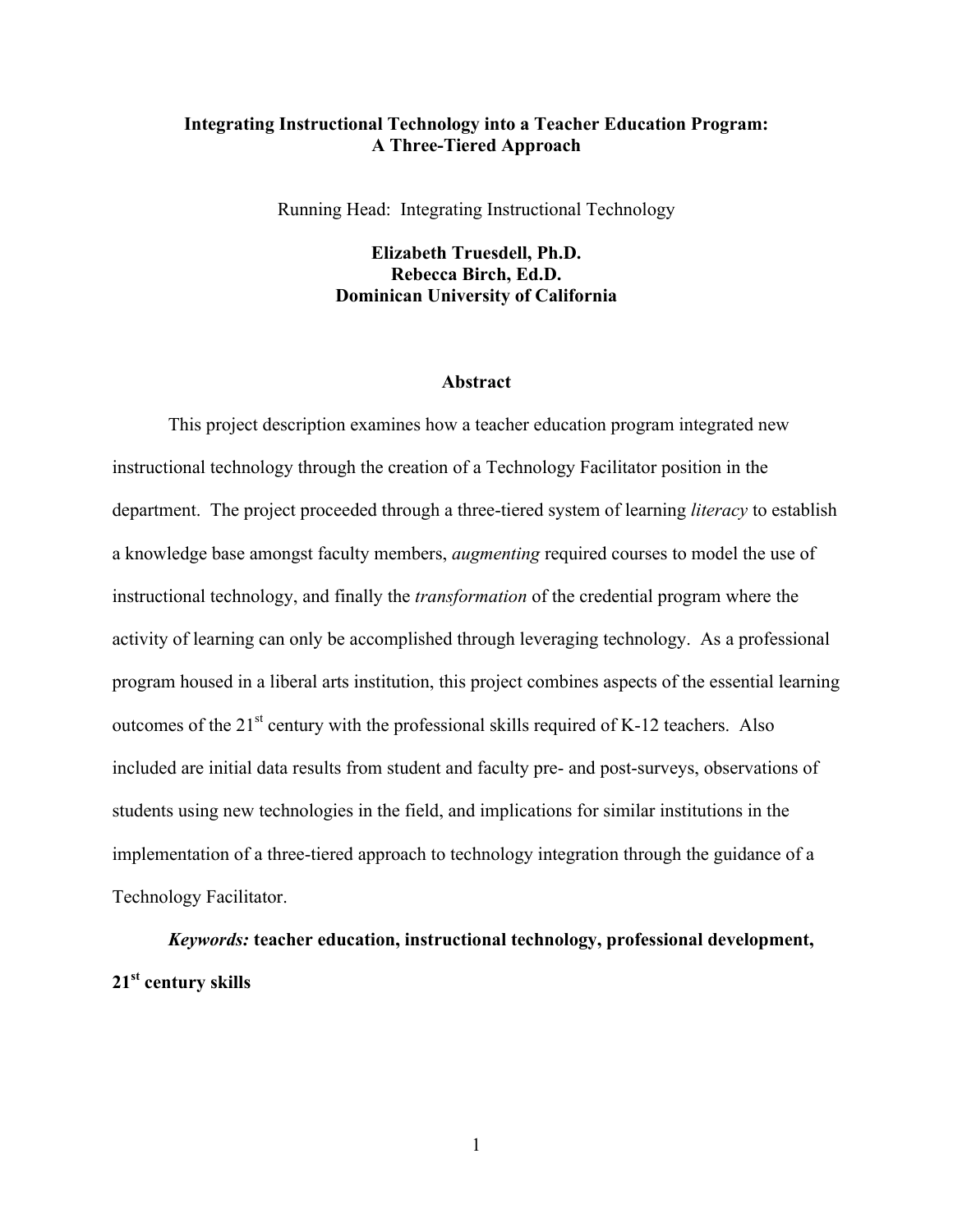**Integrating Instructional Technology into a Teacher Education Program: A Three-Tiered Approach**

Running Head: Integrating Instructional Technology

**Elizabeth Truesdell, Ph.D.**
**Rebecca Birch, Ed.D.**
**Dominican University of California**

## Abstract

This project description examines how a teacher education program integrated new instructional technology through the creation of a Technology Facilitator position in the department. The project proceeded through a three-tiered system of learning *literacy* to establish a knowledge base amongst faculty members, *augmenting* required courses to model the use of instructional technology, and finally the *transformation* of the credential program where the activity of learning can only be accomplished through leveraging technology. As a professional program housed in a liberal arts institution, this project combines aspects of the essential learning outcomes of the 21st century with the professional skills required of K-12 teachers. Also included are initial data results from student and faculty pre- and post-surveys, observations of students using new technologies in the field, and implications for similar institutions in the implementation of a three-tiered approach to technology integration through the guidance of a Technology Facilitator.

***Keywords:*** **teacher education, instructional technology, professional development, 21st century skills**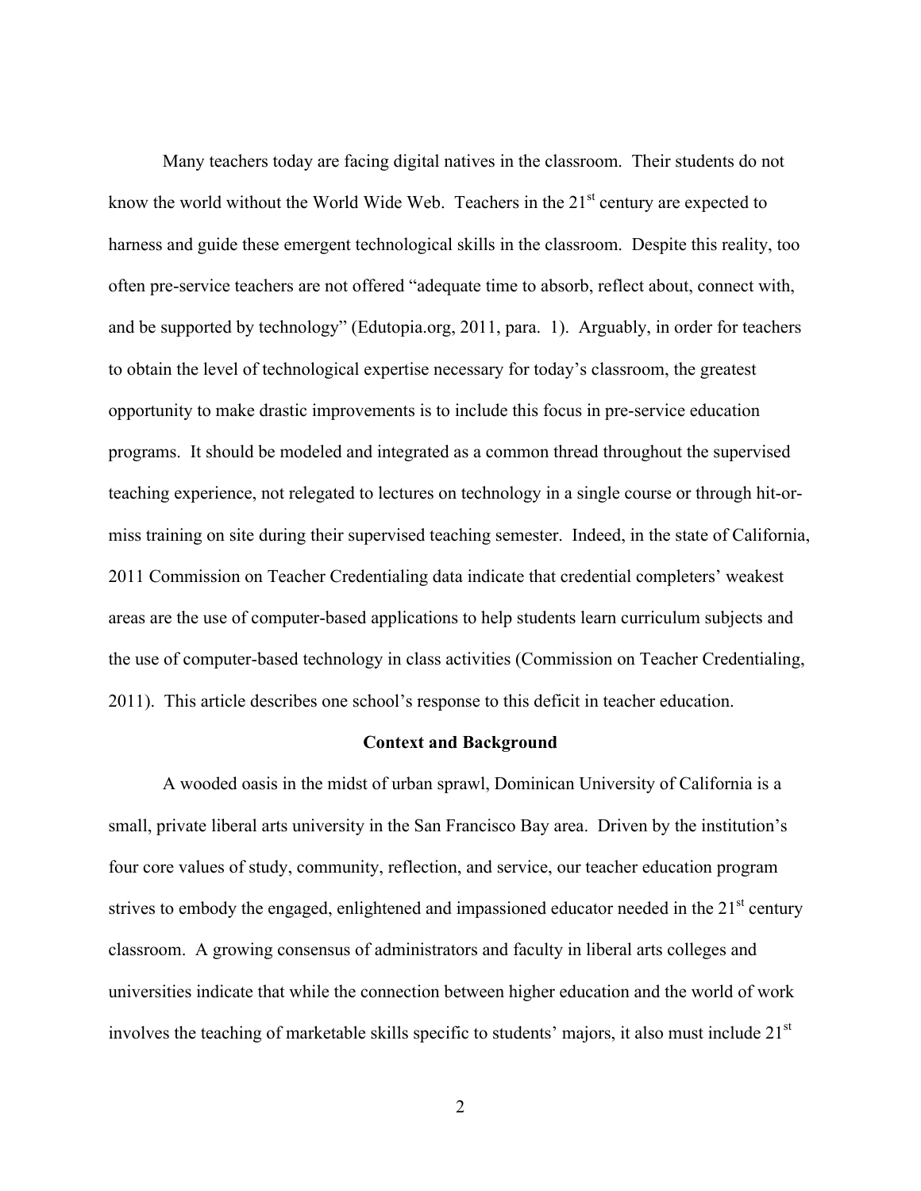Many teachers today are facing digital natives in the classroom. Their students do not know the world without the World Wide Web. Teachers in the 21st century are expected to harness and guide these emergent technological skills in the classroom. Despite this reality, too often pre-service teachers are not offered "adequate time to absorb, reflect about, connect with, and be supported by technology" (Edutopia.org, 2011, para. 1). Arguably, in order for teachers to obtain the level of technological expertise necessary for today's classroom, the greatest opportunity to make drastic improvements is to include this focus in pre-service education programs. It should be modeled and integrated as a common thread throughout the supervised teaching experience, not relegated to lectures on technology in a single course or through hit-or-miss training on site during their supervised teaching semester. Indeed, in the state of California, 2011 Commission on Teacher Credentialing data indicate that credential completers' weakest areas are the use of computer-based applications to help students learn curriculum subjects and the use of computer-based technology in class activities (Commission on Teacher Credentialing, 2011). This article describes one school's response to this deficit in teacher education.

## Context and Background

A wooded oasis in the midst of urban sprawl, Dominican University of California is a small, private liberal arts university in the San Francisco Bay area. Driven by the institution's four core values of study, community, reflection, and service, our teacher education program strives to embody the engaged, enlightened and impassioned educator needed in the 21st century classroom. A growing consensus of administrators and faculty in liberal arts colleges and universities indicate that while the connection between higher education and the world of work involves the teaching of marketable skills specific to students' majors, it also must include 21st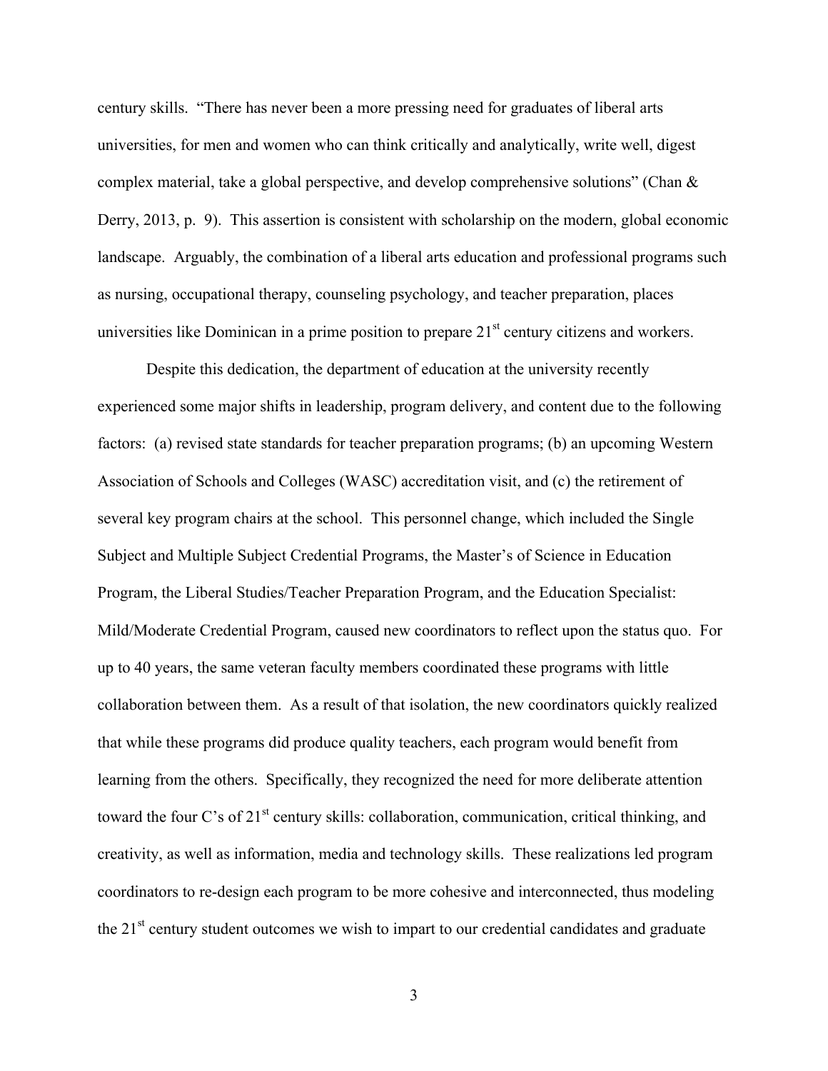century skills. "There has never been a more pressing need for graduates of liberal arts universities, for men and women who can think critically and analytically, write well, digest complex material, take a global perspective, and develop comprehensive solutions" (Chan & Derry, 2013, p. 9). This assertion is consistent with scholarship on the modern, global economic landscape. Arguably, the combination of a liberal arts education and professional programs such as nursing, occupational therapy, counseling psychology, and teacher preparation, places universities like Dominican in a prime position to prepare 21st century citizens and workers.

Despite this dedication, the department of education at the university recently experienced some major shifts in leadership, program delivery, and content due to the following factors: (a) revised state standards for teacher preparation programs; (b) an upcoming Western Association of Schools and Colleges (WASC) accreditation visit, and (c) the retirement of several key program chairs at the school. This personnel change, which included the Single Subject and Multiple Subject Credential Programs, the Master's of Science in Education Program, the Liberal Studies/Teacher Preparation Program, and the Education Specialist: Mild/Moderate Credential Program, caused new coordinators to reflect upon the status quo. For up to 40 years, the same veteran faculty members coordinated these programs with little collaboration between them. As a result of that isolation, the new coordinators quickly realized that while these programs did produce quality teachers, each program would benefit from learning from the others. Specifically, they recognized the need for more deliberate attention toward the four C's of 21st century skills: collaboration, communication, critical thinking, and creativity, as well as information, media and technology skills. These realizations led program coordinators to re-design each program to be more cohesive and interconnected, thus modeling the 21st century student outcomes we wish to impart to our credential candidates and graduate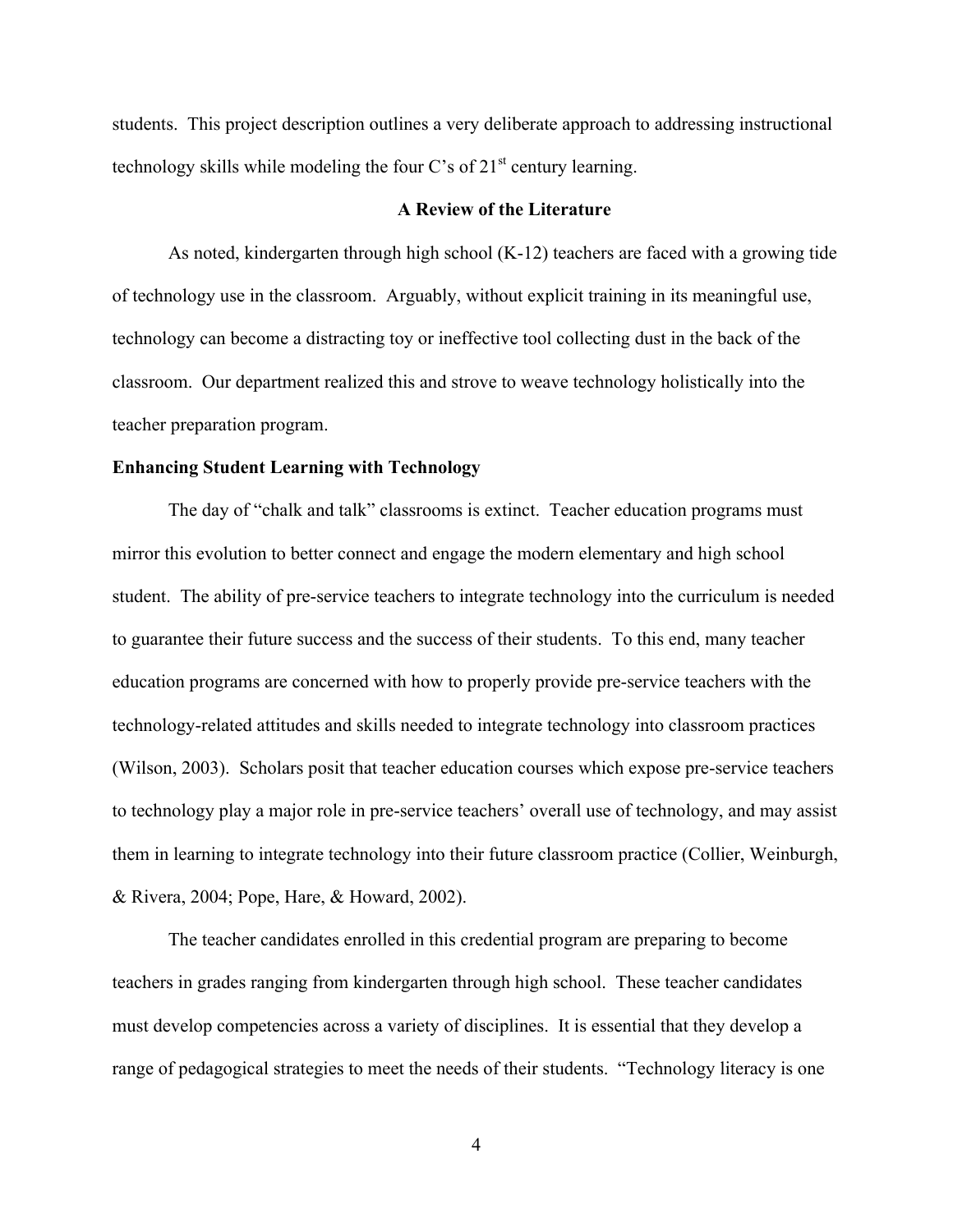students. This project description outlines a very deliberate approach to addressing instructional technology skills while modeling the four C's of 21st century learning.

## A Review of the Literature

As noted, kindergarten through high school (K-12) teachers are faced with a growing tide of technology use in the classroom. Arguably, without explicit training in its meaningful use, technology can become a distracting toy or ineffective tool collecting dust in the back of the classroom. Our department realized this and strove to weave technology holistically into the teacher preparation program.

### Enhancing Student Learning with Technology

The day of "chalk and talk" classrooms is extinct. Teacher education programs must mirror this evolution to better connect and engage the modern elementary and high school student. The ability of pre-service teachers to integrate technology into the curriculum is needed to guarantee their future success and the success of their students. To this end, many teacher education programs are concerned with how to properly provide pre-service teachers with the technology-related attitudes and skills needed to integrate technology into classroom practices (Wilson, 2003). Scholars posit that teacher education courses which expose pre-service teachers to technology play a major role in pre-service teachers' overall use of technology, and may assist them in learning to integrate technology into their future classroom practice (Collier, Weinburgh, & Rivera, 2004; Pope, Hare, & Howard, 2002).

The teacher candidates enrolled in this credential program are preparing to become teachers in grades ranging from kindergarten through high school. These teacher candidates must develop competencies across a variety of disciplines. It is essential that they develop a range of pedagogical strategies to meet the needs of their students. "Technology literacy is one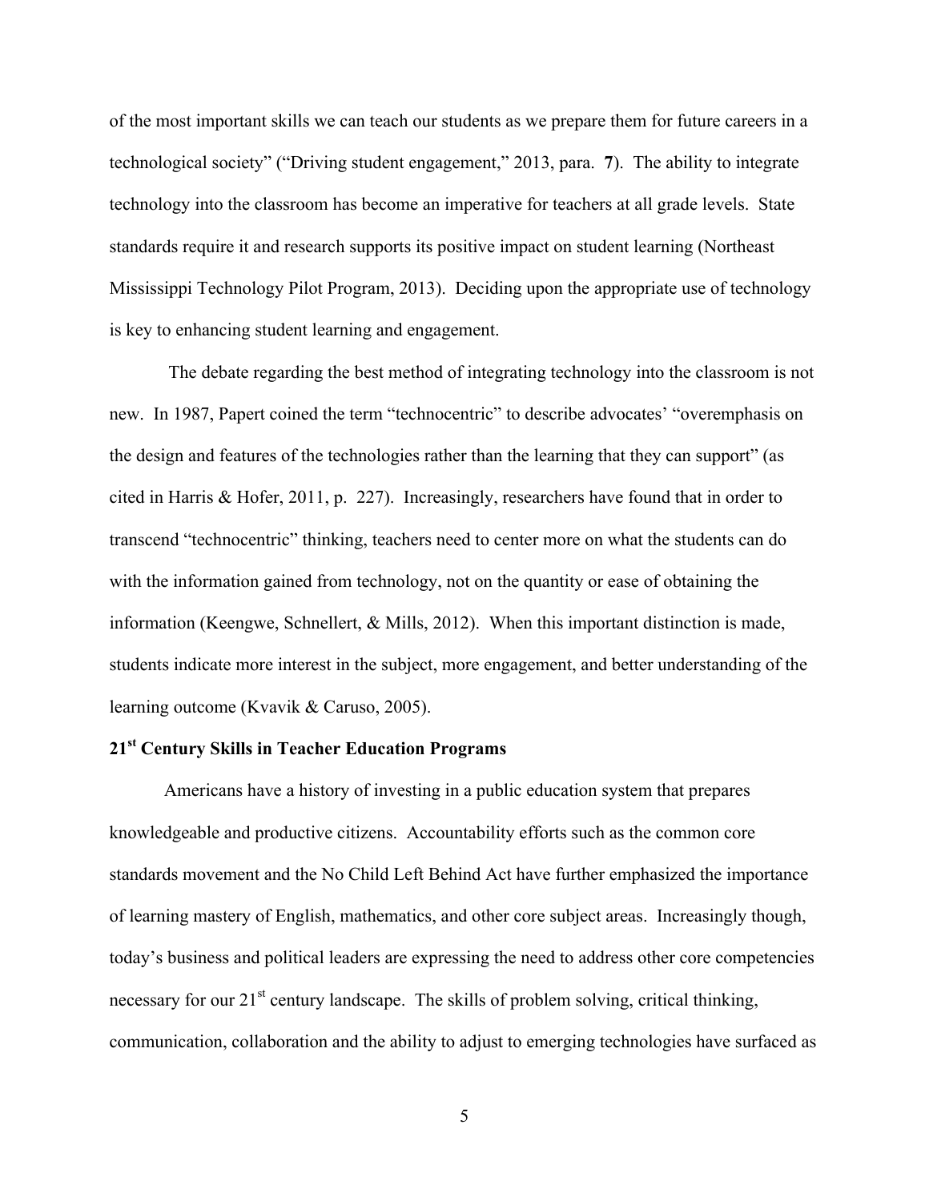of the most important skills we can teach our students as we prepare them for future careers in a technological society" ("Driving student engagement," 2013, para. **7**). The ability to integrate technology into the classroom has become an imperative for teachers at all grade levels. State standards require it and research supports its positive impact on student learning (Northeast Mississippi Technology Pilot Program, 2013). Deciding upon the appropriate use of technology is key to enhancing student learning and engagement.

The debate regarding the best method of integrating technology into the classroom is not new. In 1987, Papert coined the term "technocentric" to describe advocates' "overemphasis on the design and features of the technologies rather than the learning that they can support" (as cited in Harris & Hofer, 2011, p. 227). Increasingly, researchers have found that in order to transcend "technocentric" thinking, teachers need to center more on what the students can do with the information gained from technology, not on the quantity or ease of obtaining the information (Keengwe, Schnellert, & Mills, 2012). When this important distinction is made, students indicate more interest in the subject, more engagement, and better understanding of the learning outcome (Kvavik & Caruso, 2005).

## 21st Century Skills in Teacher Education Programs

Americans have a history of investing in a public education system that prepares knowledgeable and productive citizens. Accountability efforts such as the common core standards movement and the No Child Left Behind Act have further emphasized the importance of learning mastery of English, mathematics, and other core subject areas. Increasingly though, today's business and political leaders are expressing the need to address other core competencies necessary for our 21st century landscape. The skills of problem solving, critical thinking, communication, collaboration and the ability to adjust to emerging technologies have surfaced as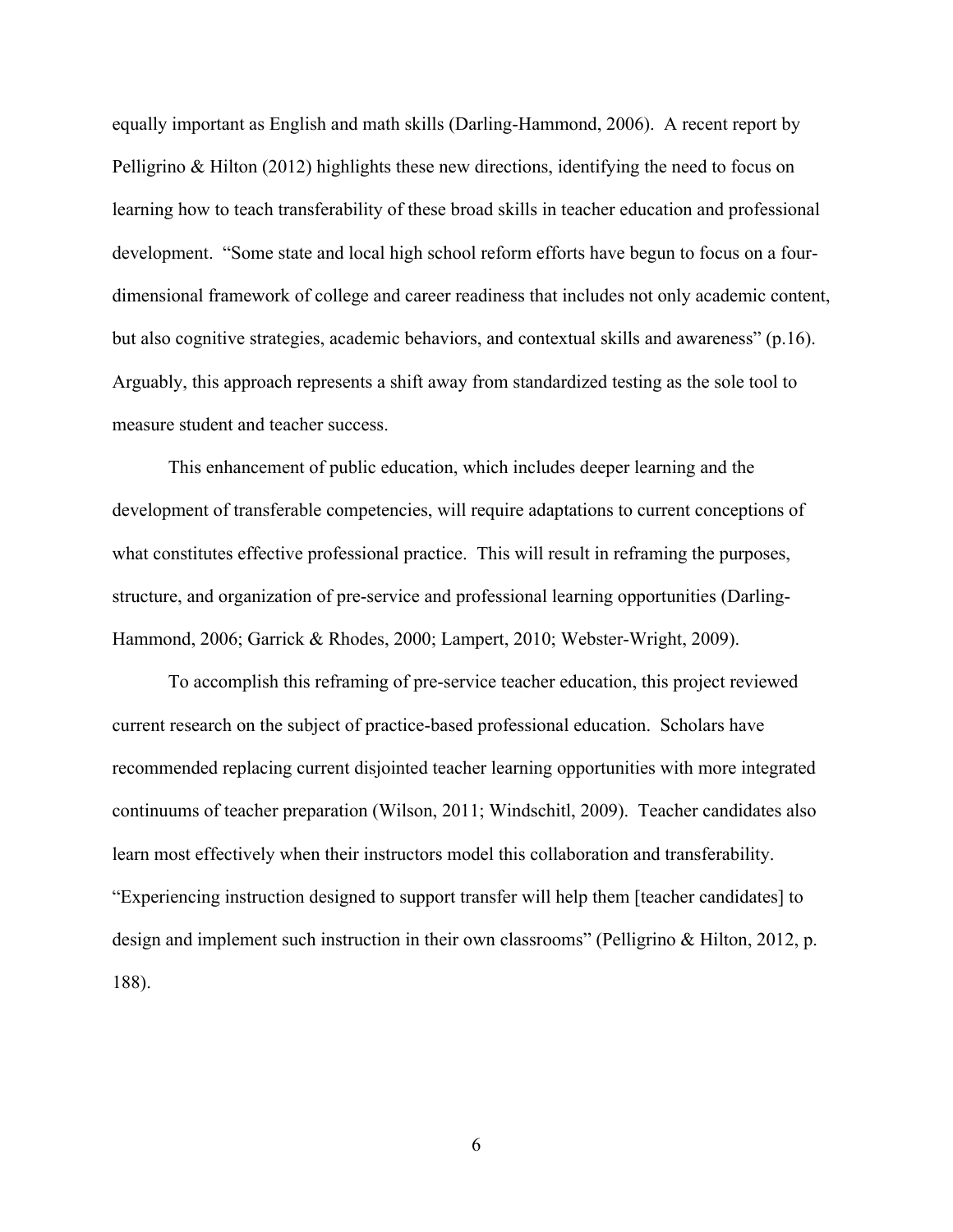equally important as English and math skills (Darling-Hammond, 2006). A recent report by Pelligrino & Hilton (2012) highlights these new directions, identifying the need to focus on learning how to teach transferability of these broad skills in teacher education and professional development. "Some state and local high school reform efforts have begun to focus on a four-dimensional framework of college and career readiness that includes not only academic content, but also cognitive strategies, academic behaviors, and contextual skills and awareness" (p.16). Arguably, this approach represents a shift away from standardized testing as the sole tool to measure student and teacher success.

This enhancement of public education, which includes deeper learning and the development of transferable competencies, will require adaptations to current conceptions of what constitutes effective professional practice. This will result in reframing the purposes, structure, and organization of pre-service and professional learning opportunities (Darling-Hammond, 2006; Garrick & Rhodes, 2000; Lampert, 2010; Webster-Wright, 2009).

To accomplish this reframing of pre-service teacher education, this project reviewed current research on the subject of practice-based professional education. Scholars have recommended replacing current disjointed teacher learning opportunities with more integrated continuums of teacher preparation (Wilson, 2011; Windschitl, 2009). Teacher candidates also learn most effectively when their instructors model this collaboration and transferability. "Experiencing instruction designed to support transfer will help them [teacher candidates] to design and implement such instruction in their own classrooms" (Pelligrino & Hilton, 2012, p. 188).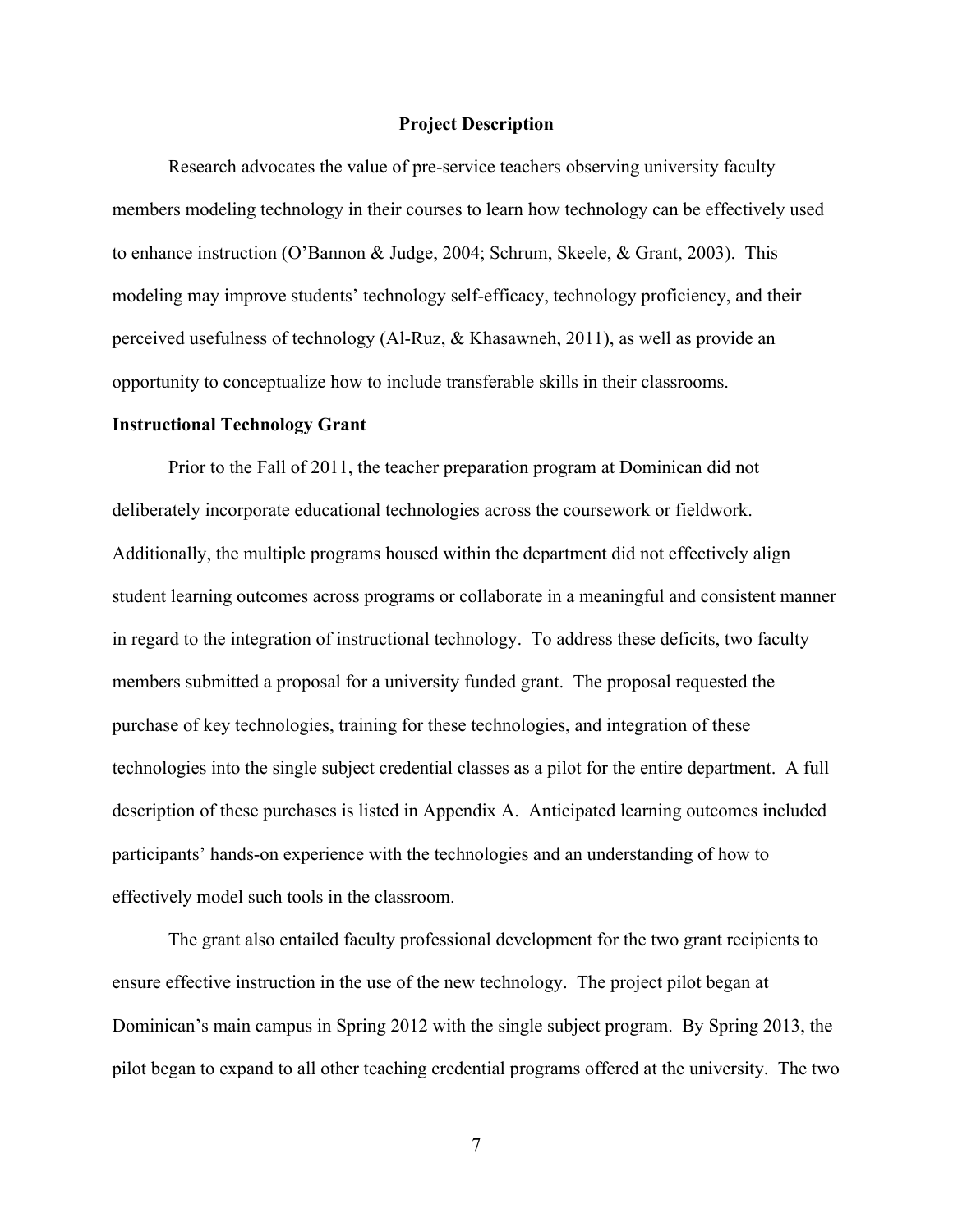## Project Description

Research advocates the value of pre-service teachers observing university faculty members modeling technology in their courses to learn how technology can be effectively used to enhance instruction (O'Bannon & Judge, 2004; Schrum, Skeele, & Grant, 2003). This modeling may improve students' technology self-efficacy, technology proficiency, and their perceived usefulness of technology (Al-Ruz, & Khasawneh, 2011), as well as provide an opportunity to conceptualize how to include transferable skills in their classrooms.

### Instructional Technology Grant

Prior to the Fall of 2011, the teacher preparation program at Dominican did not deliberately incorporate educational technologies across the coursework or fieldwork. Additionally, the multiple programs housed within the department did not effectively align student learning outcomes across programs or collaborate in a meaningful and consistent manner in regard to the integration of instructional technology. To address these deficits, two faculty members submitted a proposal for a university funded grant. The proposal requested the purchase of key technologies, training for these technologies, and integration of these technologies into the single subject credential classes as a pilot for the entire department. A full description of these purchases is listed in Appendix A. Anticipated learning outcomes included participants' hands-on experience with the technologies and an understanding of how to effectively model such tools in the classroom.

The grant also entailed faculty professional development for the two grant recipients to ensure effective instruction in the use of the new technology. The project pilot began at Dominican's main campus in Spring 2012 with the single subject program. By Spring 2013, the pilot began to expand to all other teaching credential programs offered at the university. The two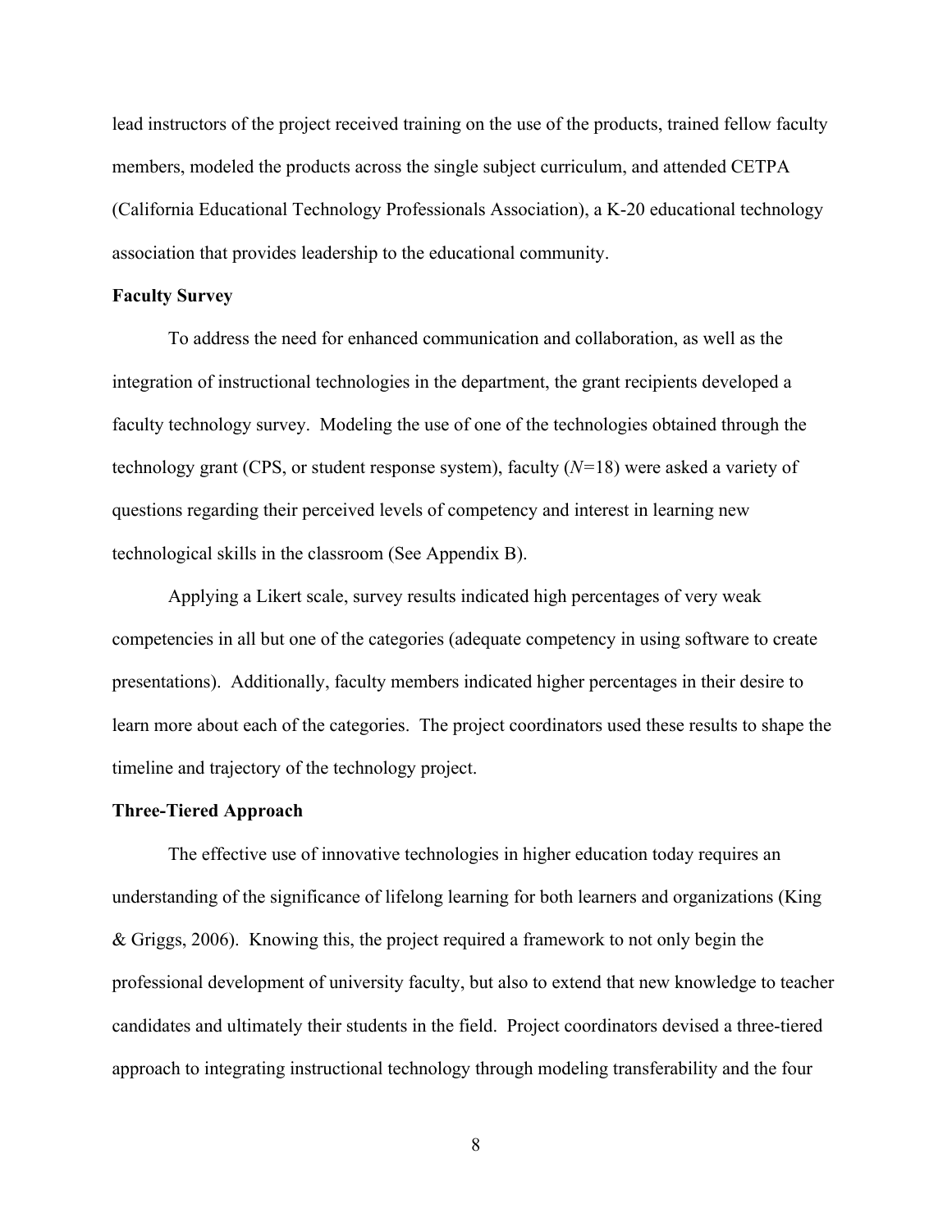lead instructors of the project received training on the use of the products, trained fellow faculty members, modeled the products across the single subject curriculum, and attended CETPA (California Educational Technology Professionals Association), a K-20 educational technology association that provides leadership to the educational community.

**Faculty Survey**

To address the need for enhanced communication and collaboration, as well as the integration of instructional technologies in the department, the grant recipients developed a faculty technology survey. Modeling the use of one of the technologies obtained through the technology grant (CPS, or student response system), faculty ($N$=18) were asked a variety of questions regarding their perceived levels of competency and interest in learning new technological skills in the classroom (See Appendix B).

Applying a Likert scale, survey results indicated high percentages of very weak competencies in all but one of the categories (adequate competency in using software to create presentations). Additionally, faculty members indicated higher percentages in their desire to learn more about each of the categories. The project coordinators used these results to shape the timeline and trajectory of the technology project.

**Three-Tiered Approach**

The effective use of innovative technologies in higher education today requires an understanding of the significance of lifelong learning for both learners and organizations (King & Griggs, 2006). Knowing this, the project required a framework to not only begin the professional development of university faculty, but also to extend that new knowledge to teacher candidates and ultimately their students in the field. Project coordinators devised a three-tiered approach to integrating instructional technology through modeling transferability and the four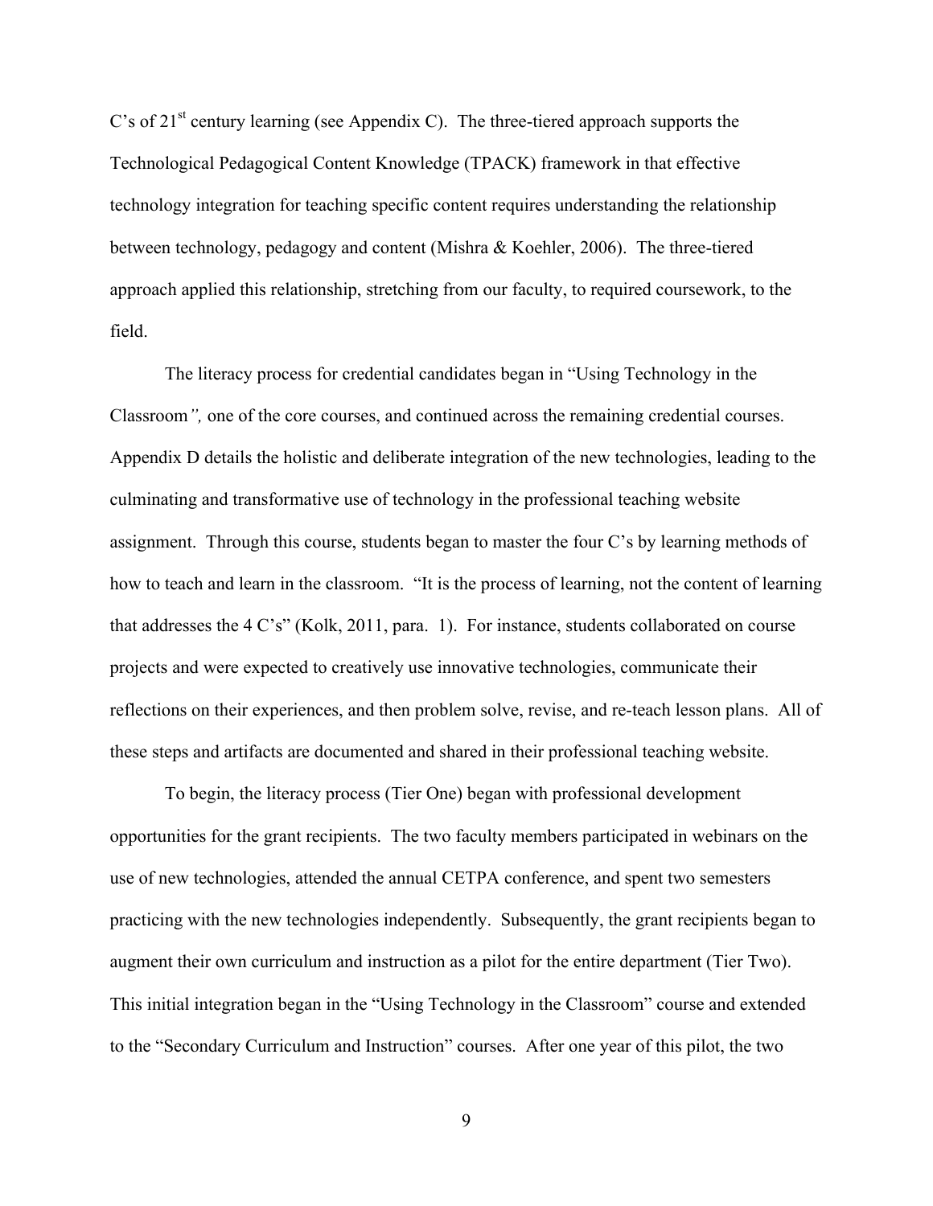C's of 21st century learning (see Appendix C). The three-tiered approach supports the Technological Pedagogical Content Knowledge (TPACK) framework in that effective technology integration for teaching specific content requires understanding the relationship between technology, pedagogy and content (Mishra & Koehler, 2006). The three-tiered approach applied this relationship, stretching from our faculty, to required coursework, to the field.

The literacy process for credential candidates began in "Using Technology in the Classroom*",* one of the core courses, and continued across the remaining credential courses. Appendix D details the holistic and deliberate integration of the new technologies, leading to the culminating and transformative use of technology in the professional teaching website assignment. Through this course, students began to master the four C's by learning methods of how to teach and learn in the classroom. "It is the process of learning, not the content of learning that addresses the 4 C's" (Kolk, 2011, para. 1). For instance, students collaborated on course projects and were expected to creatively use innovative technologies, communicate their reflections on their experiences, and then problem solve, revise, and re-teach lesson plans. All of these steps and artifacts are documented and shared in their professional teaching website.

To begin, the literacy process (Tier One) began with professional development opportunities for the grant recipients. The two faculty members participated in webinars on the use of new technologies, attended the annual CETPA conference, and spent two semesters practicing with the new technologies independently. Subsequently, the grant recipients began to augment their own curriculum and instruction as a pilot for the entire department (Tier Two). This initial integration began in the "Using Technology in the Classroom" course and extended to the "Secondary Curriculum and Instruction" courses. After one year of this pilot, the two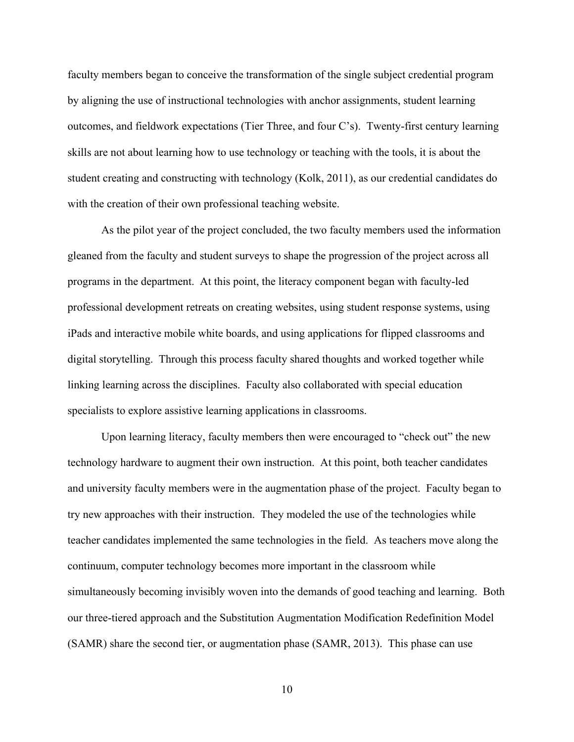faculty members began to conceive the transformation of the single subject credential program by aligning the use of instructional technologies with anchor assignments, student learning outcomes, and fieldwork expectations (Tier Three, and four C's). Twenty-first century learning skills are not about learning how to use technology or teaching with the tools, it is about the student creating and constructing with technology (Kolk, 2011), as our credential candidates do with the creation of their own professional teaching website.

As the pilot year of the project concluded, the two faculty members used the information gleaned from the faculty and student surveys to shape the progression of the project across all programs in the department. At this point, the literacy component began with faculty-led professional development retreats on creating websites, using student response systems, using iPads and interactive mobile white boards, and using applications for flipped classrooms and digital storytelling. Through this process faculty shared thoughts and worked together while linking learning across the disciplines. Faculty also collaborated with special education specialists to explore assistive learning applications in classrooms.

Upon learning literacy, faculty members then were encouraged to "check out" the new technology hardware to augment their own instruction. At this point, both teacher candidates and university faculty members were in the augmentation phase of the project. Faculty began to try new approaches with their instruction. They modeled the use of the technologies while teacher candidates implemented the same technologies in the field. As teachers move along the continuum, computer technology becomes more important in the classroom while simultaneously becoming invisibly woven into the demands of good teaching and learning. Both our three-tiered approach and the Substitution Augmentation Modification Redefinition Model (SAMR) share the second tier, or augmentation phase (SAMR, 2013). This phase can use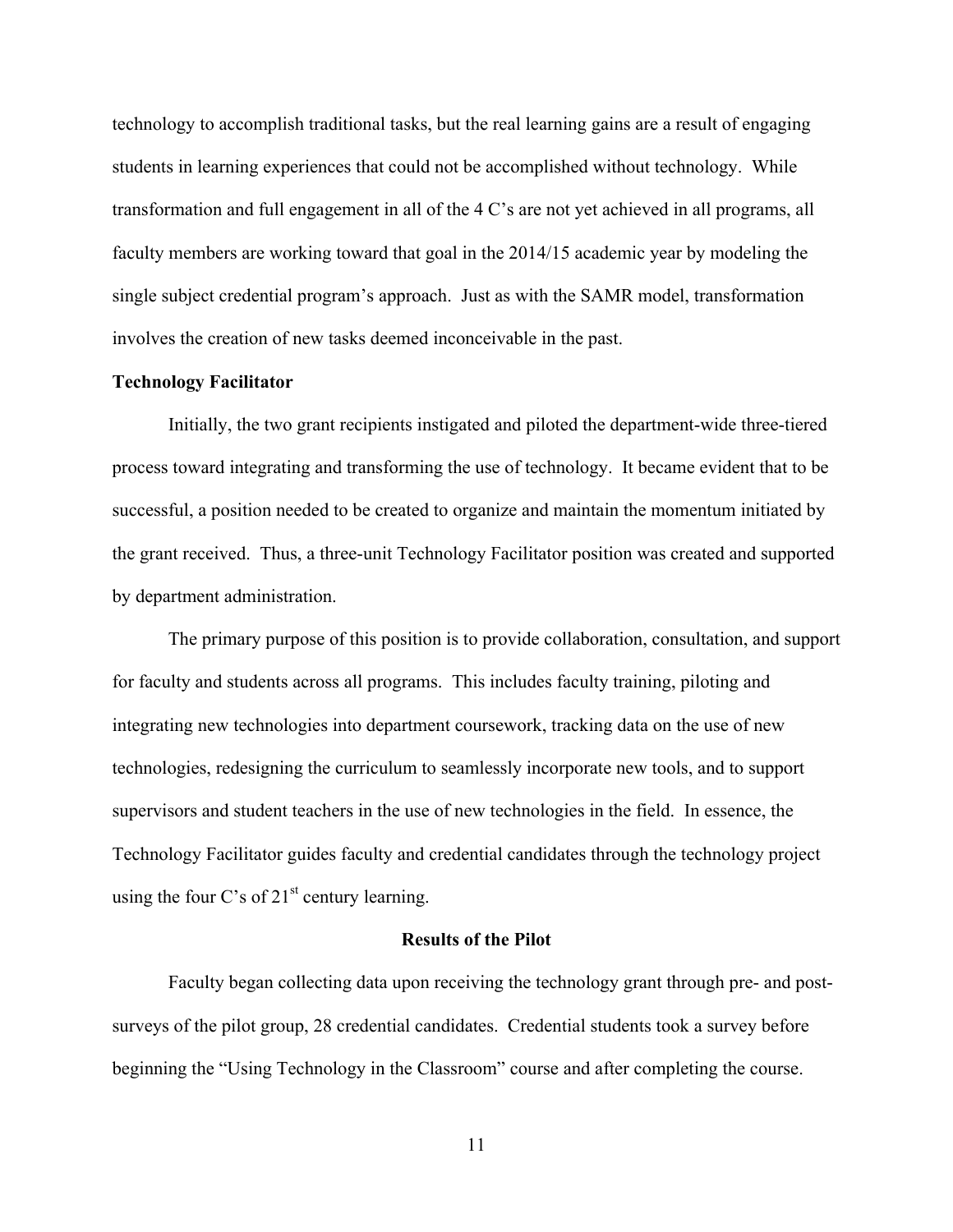technology to accomplish traditional tasks, but the real learning gains are a result of engaging students in learning experiences that could not be accomplished without technology. While transformation and full engagement in all of the 4 C's are not yet achieved in all programs, all faculty members are working toward that goal in the 2014/15 academic year by modeling the single subject credential program's approach. Just as with the SAMR model, transformation involves the creation of new tasks deemed inconceivable in the past.

**Technology Facilitator**

Initially, the two grant recipients instigated and piloted the department-wide three-tiered process toward integrating and transforming the use of technology. It became evident that to be successful, a position needed to be created to organize and maintain the momentum initiated by the grant received. Thus, a three-unit Technology Facilitator position was created and supported by department administration.

The primary purpose of this position is to provide collaboration, consultation, and support for faculty and students across all programs. This includes faculty training, piloting and integrating new technologies into department coursework, tracking data on the use of new technologies, redesigning the curriculum to seamlessly incorporate new tools, and to support supervisors and student teachers in the use of new technologies in the field. In essence, the Technology Facilitator guides faculty and credential candidates through the technology project using the four C's of 21st century learning.

## Results of the Pilot

Faculty began collecting data upon receiving the technology grant through pre- and post-surveys of the pilot group, 28 credential candidates. Credential students took a survey before beginning the "Using Technology in the Classroom" course and after completing the course.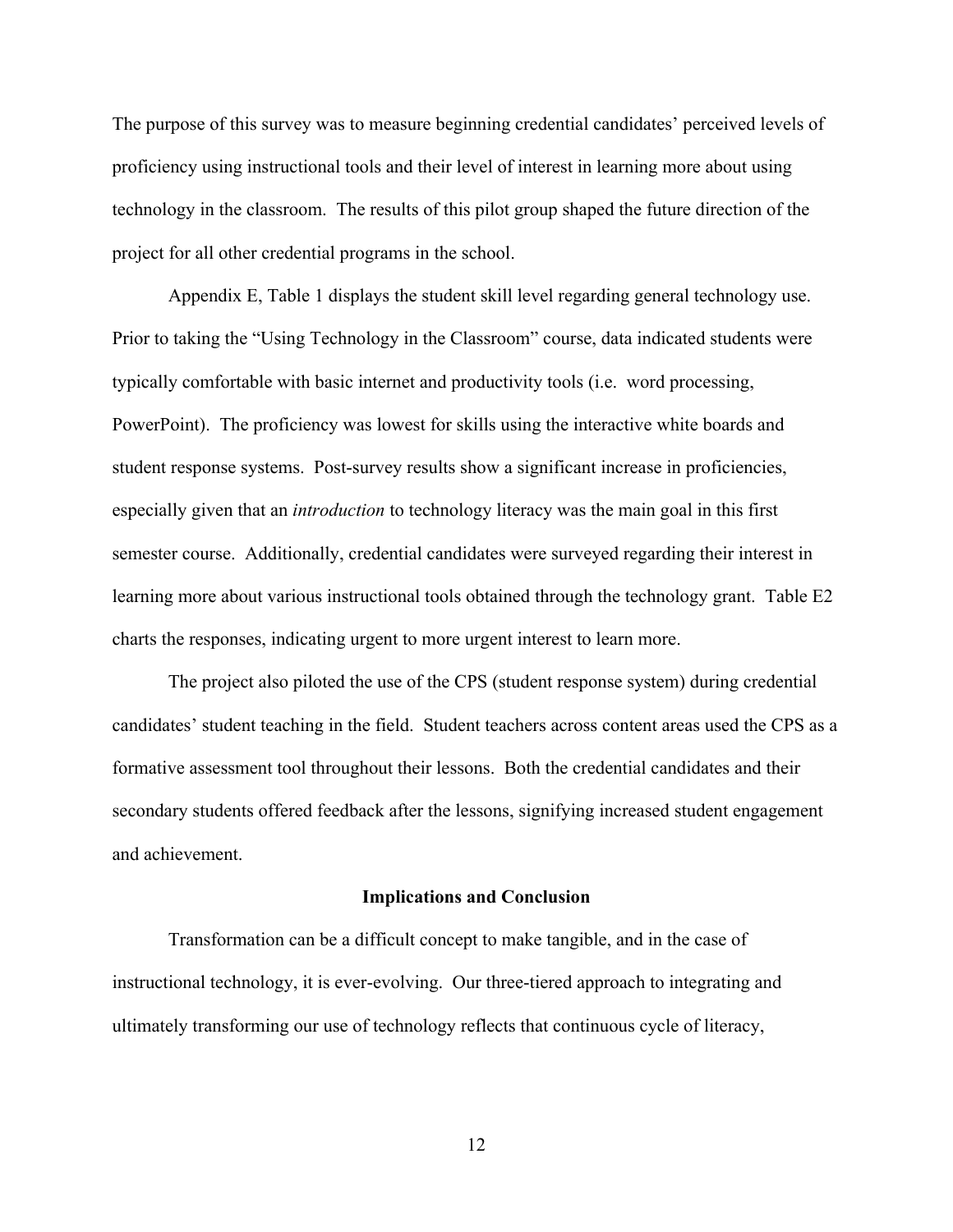The purpose of this survey was to measure beginning credential candidates' perceived levels of proficiency using instructional tools and their level of interest in learning more about using technology in the classroom. The results of this pilot group shaped the future direction of the project for all other credential programs in the school.

Appendix E, Table 1 displays the student skill level regarding general technology use. Prior to taking the "Using Technology in the Classroom" course, data indicated students were typically comfortable with basic internet and productivity tools (i.e. word processing, PowerPoint). The proficiency was lowest for skills using the interactive white boards and student response systems. Post-survey results show a significant increase in proficiencies, especially given that an *introduction* to technology literacy was the main goal in this first semester course. Additionally, credential candidates were surveyed regarding their interest in learning more about various instructional tools obtained through the technology grant. Table E2 charts the responses, indicating urgent to more urgent interest to learn more.

The project also piloted the use of the CPS (student response system) during credential candidates' student teaching in the field. Student teachers across content areas used the CPS as a formative assessment tool throughout their lessons. Both the credential candidates and their secondary students offered feedback after the lessons, signifying increased student engagement and achievement.

## Implications and Conclusion

Transformation can be a difficult concept to make tangible, and in the case of instructional technology, it is ever-evolving. Our three-tiered approach to integrating and ultimately transforming our use of technology reflects that continuous cycle of literacy,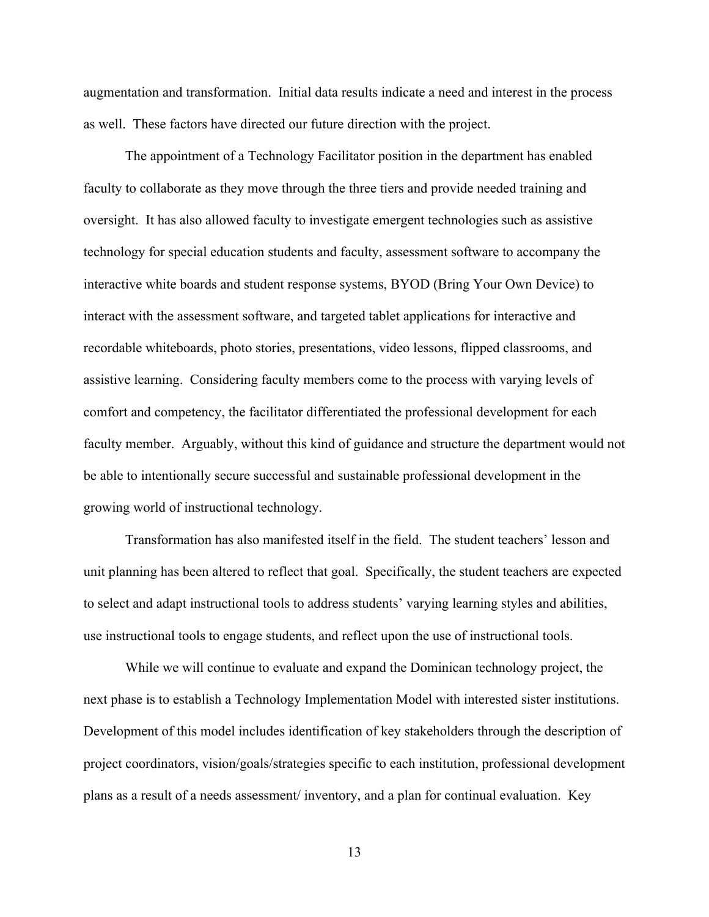augmentation and transformation. Initial data results indicate a need and interest in the process as well. These factors have directed our future direction with the project.

The appointment of a Technology Facilitator position in the department has enabled faculty to collaborate as they move through the three tiers and provide needed training and oversight. It has also allowed faculty to investigate emergent technologies such as assistive technology for special education students and faculty, assessment software to accompany the interactive white boards and student response systems, BYOD (Bring Your Own Device) to interact with the assessment software, and targeted tablet applications for interactive and recordable whiteboards, photo stories, presentations, video lessons, flipped classrooms, and assistive learning. Considering faculty members come to the process with varying levels of comfort and competency, the facilitator differentiated the professional development for each faculty member. Arguably, without this kind of guidance and structure the department would not be able to intentionally secure successful and sustainable professional development in the growing world of instructional technology.

Transformation has also manifested itself in the field. The student teachers' lesson and unit planning has been altered to reflect that goal. Specifically, the student teachers are expected to select and adapt instructional tools to address students' varying learning styles and abilities, use instructional tools to engage students, and reflect upon the use of instructional tools.

While we will continue to evaluate and expand the Dominican technology project, the next phase is to establish a Technology Implementation Model with interested sister institutions. Development of this model includes identification of key stakeholders through the description of project coordinators, vision/goals/strategies specific to each institution, professional development plans as a result of a needs assessment/ inventory, and a plan for continual evaluation. Key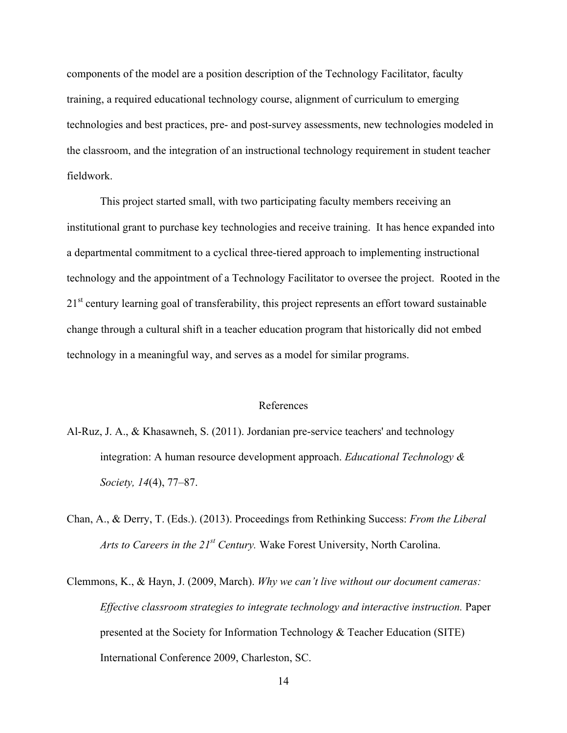components of the model are a position description of the Technology Facilitator, faculty training, a required educational technology course, alignment of curriculum to emerging technologies and best practices, pre- and post-survey assessments, new technologies modeled in the classroom, and the integration of an instructional technology requirement in student teacher fieldwork.

This project started small, with two participating faculty members receiving an institutional grant to purchase key technologies and receive training. It has hence expanded into a departmental commitment to a cyclical three-tiered approach to implementing instructional technology and the appointment of a Technology Facilitator to oversee the project. Rooted in the 21st century learning goal of transferability, this project represents an effort toward sustainable change through a cultural shift in a teacher education program that historically did not embed technology in a meaningful way, and serves as a model for similar programs.

## References

Al-Ruz, J. A., & Khasawneh, S. (2011). Jordanian pre-service teachers' and technology integration: A human resource development approach. *Educational Technology & Society, 14*(4), 77–87.

Chan, A., & Derry, T. (Eds.). (2013). Proceedings from Rethinking Success: *From the Liberal Arts to Careers in the 21st Century.* Wake Forest University, North Carolina.

Clemmons, K., & Hayn, J. (2009, March). *Why we can't live without our document cameras: Effective classroom strategies to integrate technology and interactive instruction.* Paper presented at the Society for Information Technology & Teacher Education (SITE) International Conference 2009, Charleston, SC.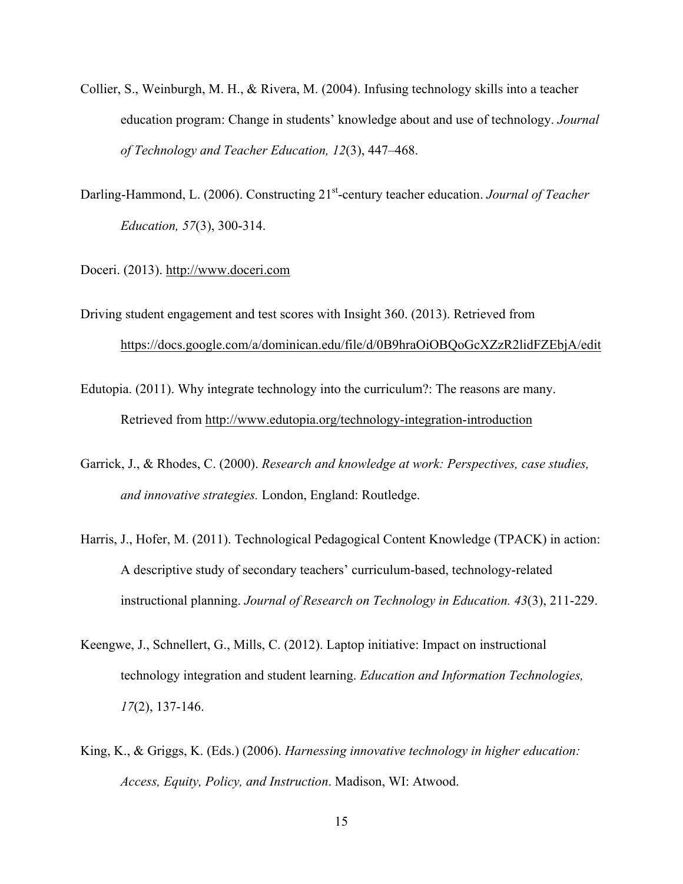Collier, S., Weinburgh, M. H., & Rivera, M. (2004). Infusing technology skills into a teacher education program: Change in students' knowledge about and use of technology. *Journal of Technology and Teacher Education, 12*(3), 447–468.

Darling-Hammond, L. (2006). Constructing 21st-century teacher education. *Journal of Teacher Education, 57*(3), 300-314.

Doceri. (2013). http://www.doceri.com

Driving student engagement and test scores with Insight 360. (2013). Retrieved from https://docs.google.com/a/dominican.edu/file/d/0B9hraOiOBQoGcXZzR2lidFZEbjA/edit

Edutopia. (2011). Why integrate technology into the curriculum?: The reasons are many. Retrieved from http://www.edutopia.org/technology-integration-introduction

Garrick, J., & Rhodes, C. (2000). *Research and knowledge at work: Perspectives, case studies, and innovative strategies.* London, England: Routledge.

Harris, J., Hofer, M. (2011). Technological Pedagogical Content Knowledge (TPACK) in action: A descriptive study of secondary teachers' curriculum-based, technology-related instructional planning. *Journal of Research on Technology in Education. 43*(3), 211-229.

Keengwe, J., Schnellert, G., Mills, C. (2012). Laptop initiative: Impact on instructional technology integration and student learning. *Education and Information Technologies, 17*(2), 137-146.

King, K., & Griggs, K. (Eds.) (2006). *Harnessing innovative technology in higher education: Access, Equity, Policy, and Instruction*. Madison, WI: Atwood.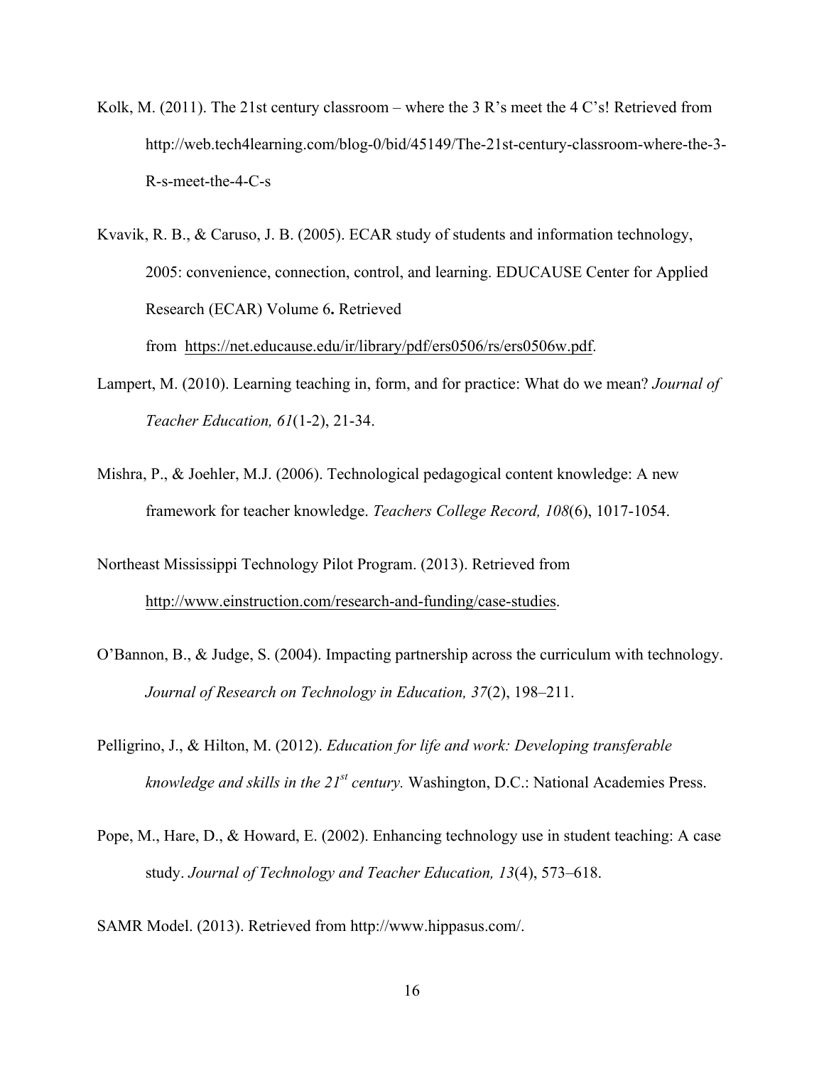Kolk, M. (2011). The 21st century classroom – where the 3 R's meet the 4 C's! Retrieved from http://web.tech4learning.com/blog-0/bid/45149/The-21st-century-classroom-where-the-3-R-s-meet-the-4-C-s

Kvavik, R. B., & Caruso, J. B. (2005). ECAR study of students and information technology, 2005: convenience, connection, control, and learning. EDUCAUSE Center for Applied Research (ECAR) Volume 6**.** Retrieved from https://net.educause.edu/ir/library/pdf/ers0506/rs/ers0506w.pdf.

Lampert, M. (2010). Learning teaching in, form, and for practice: What do we mean? *Journal of Teacher Education, 61*(1-2), 21-34.

Mishra, P., & Joehler, M.J. (2006). Technological pedagogical content knowledge: A new framework for teacher knowledge. *Teachers College Record, 108*(6), 1017-1054.

Northeast Mississippi Technology Pilot Program. (2013). Retrieved from http://www.einstruction.com/research-and-funding/case-studies.

O'Bannon, B., & Judge, S. (2004). Impacting partnership across the curriculum with technology. *Journal of Research on Technology in Education, 37*(2), 198–211.

Pelligrino, J., & Hilton, M. (2012). *Education for life and work: Developing transferable knowledge and skills in the 21st century.* Washington, D.C.: National Academies Press.

Pope, M., Hare, D., & Howard, E. (2002). Enhancing technology use in student teaching: A case study. *Journal of Technology and Teacher Education, 13*(4), 573–618.

SAMR Model. (2013). Retrieved from http://www.hippasus.com/.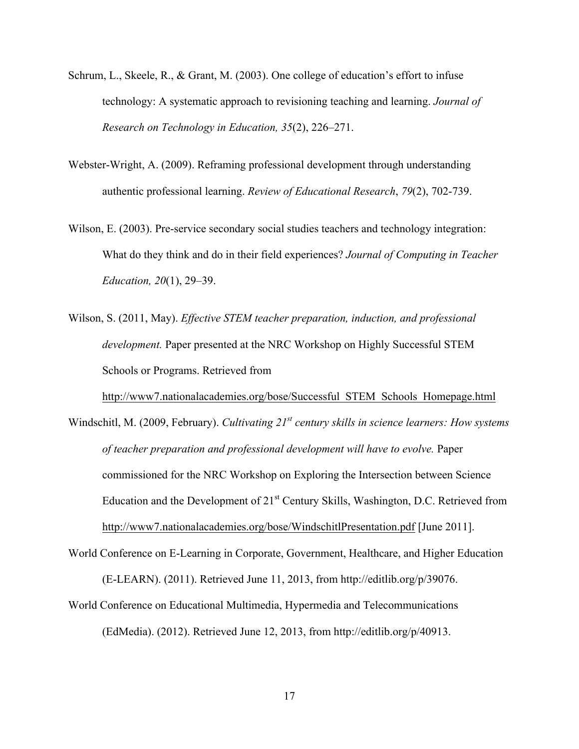Schrum, L., Skeele, R., & Grant, M. (2003). One college of education's effort to infuse technology: A systematic approach to revisioning teaching and learning. *Journal of Research on Technology in Education, 35*(2), 226–271.

Webster-Wright, A. (2009). Reframing professional development through understanding authentic professional learning. *Review of Educational Research*, *79*(2), 702-739.

Wilson, E. (2003). Pre-service secondary social studies teachers and technology integration: What do they think and do in their field experiences? *Journal of Computing in Teacher Education, 20*(1), 29–39.

Wilson, S. (2011, May). *Effective STEM teacher preparation, induction, and professional development.* Paper presented at the NRC Workshop on Highly Successful STEM Schools or Programs. Retrieved from http://www7.nationalacademies.org/bose/Successful_STEM_Schools_Homepage.html

Windschitl, M. (2009, February). *Cultivating 21st century skills in science learners: How systems of teacher preparation and professional development will have to evolve.* Paper commissioned for the NRC Workshop on Exploring the Intersection between Science Education and the Development of 21st Century Skills, Washington, D.C. Retrieved from http://www7.nationalacademies.org/bose/WindschitlPresentation.pdf [June 2011].

World Conference on E-Learning in Corporate, Government, Healthcare, and Higher Education (E-LEARN). (2011). Retrieved June 11, 2013, from http://editlib.org/p/39076.

World Conference on Educational Multimedia, Hypermedia and Telecommunications (EdMedia). (2012). Retrieved June 12, 2013, from http://editlib.org/p/40913.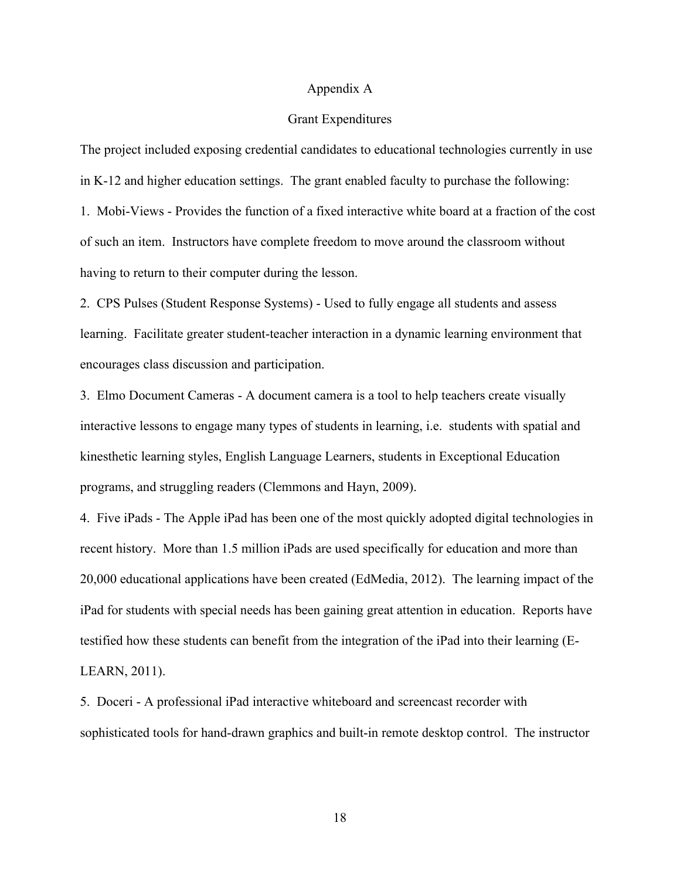# Appendix A

## Grant Expenditures

The project included exposing credential candidates to educational technologies currently in use in K-12 and higher education settings. The grant enabled faculty to purchase the following:

1. Mobi-Views - Provides the function of a fixed interactive white board at a fraction of the cost of such an item. Instructors have complete freedom to move around the classroom without having to return to their computer during the lesson.

2. CPS Pulses (Student Response Systems) - Used to fully engage all students and assess learning. Facilitate greater student-teacher interaction in a dynamic learning environment that encourages class discussion and participation.

3. Elmo Document Cameras - A document camera is a tool to help teachers create visually interactive lessons to engage many types of students in learning, i.e. students with spatial and kinesthetic learning styles, English Language Learners, students in Exceptional Education programs, and struggling readers (Clemmons and Hayn, 2009).

4. Five iPads - The Apple iPad has been one of the most quickly adopted digital technologies in recent history. More than 1.5 million iPads are used specifically for education and more than 20,000 educational applications have been created (EdMedia, 2012). The learning impact of the iPad for students with special needs has been gaining great attention in education. Reports have testified how these students can benefit from the integration of the iPad into their learning (E-LEARN, 2011).

5. Doceri - A professional iPad interactive whiteboard and screencast recorder with sophisticated tools for hand-drawn graphics and built-in remote desktop control. The instructor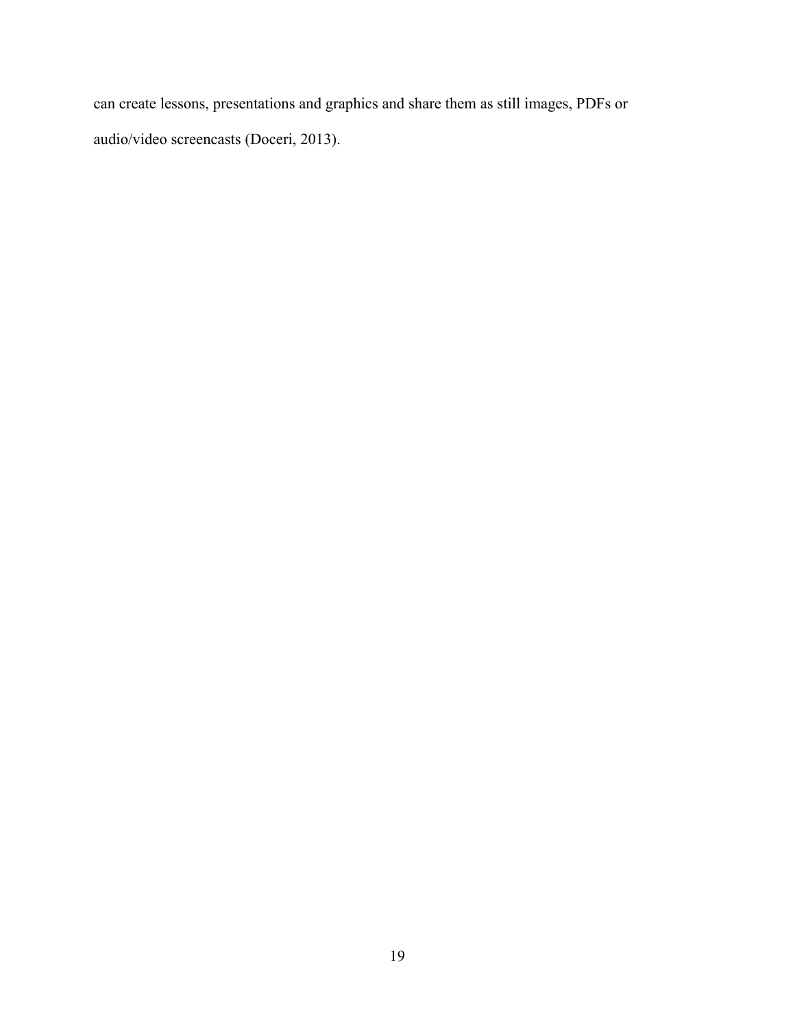can create lessons, presentations and graphics and share them as still images, PDFs or audio/video screencasts (Doceri, 2013).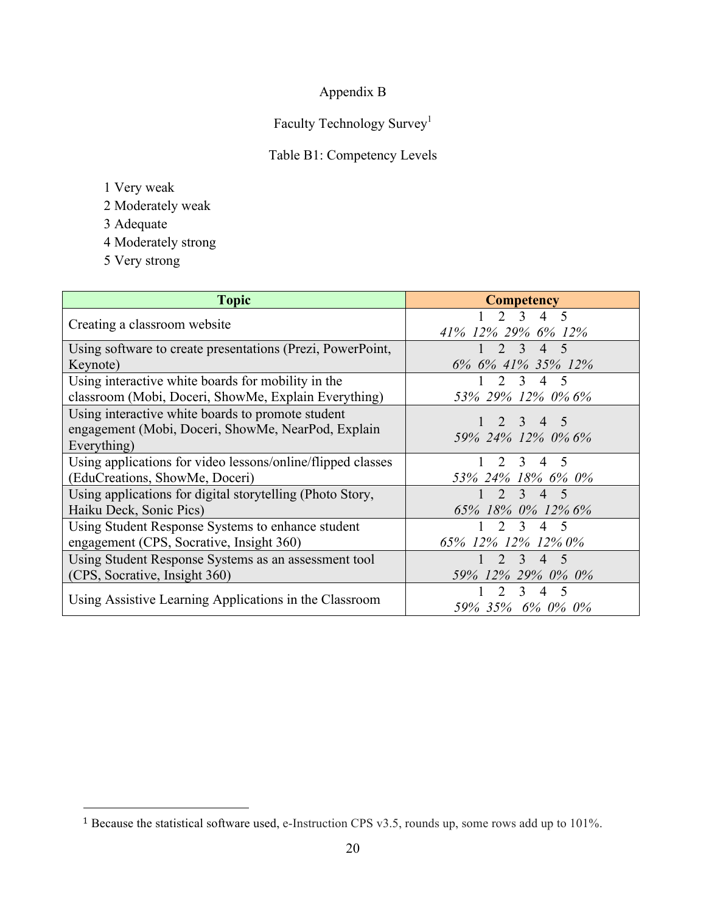Appendix B

Faculty Technology Survey[1]

Table B1: Competency Levels

1 Very weak
2 Moderately weak
3 Adequate
4 Moderately strong
5 Very strong

| Topic | Competency |
|---|---|
| Creating a classroom website | 1 2 3 4 5<br>*41% 12% 29% 6% 12%* |
| Using software to create presentations (Prezi, PowerPoint, Keynote) | 1 2 3 4 5<br>*6% 6% 41% 35% 12%* |
| Using interactive white boards for mobility in the classroom (Mobi, Doceri, ShowMe, Explain Everything) | 1 2 3 4 5<br>*53% 29% 12% 0% 6%* |
| Using interactive white boards to promote student engagement (Mobi, Doceri, ShowMe, NearPod, Explain Everything) | 1 2 3 4 5<br>*59% 24% 12% 0% 6%* |
| Using applications for video lessons/online/flipped classes (EduCreations, ShowMe, Doceri) | 1 2 3 4 5<br>*53% 24% 18% 6% 0%* |
| Using applications for digital storytelling (Photo Story, Haiku Deck, Sonic Pics) | 1 2 3 4 5<br>*65% 18% 0% 12% 6%* |
| Using Student Response Systems to enhance student engagement (CPS, Socrative, Insight 360) | 1 2 3 4 5<br>*65% 12% 12% 12% 0%* |
| Using Student Response Systems as an assessment tool (CPS, Socrative, Insight 360) | 1 2 3 4 5<br>*59% 12% 29% 0% 0%* |
| Using Assistive Learning Applications in the Classroom | 1 2 3 4 5<br>*59% 35% 6% 0% 0%* |

[1] Because the statistical software used, e-Instruction CPS v3.5, rounds up, some rows add up to 101%.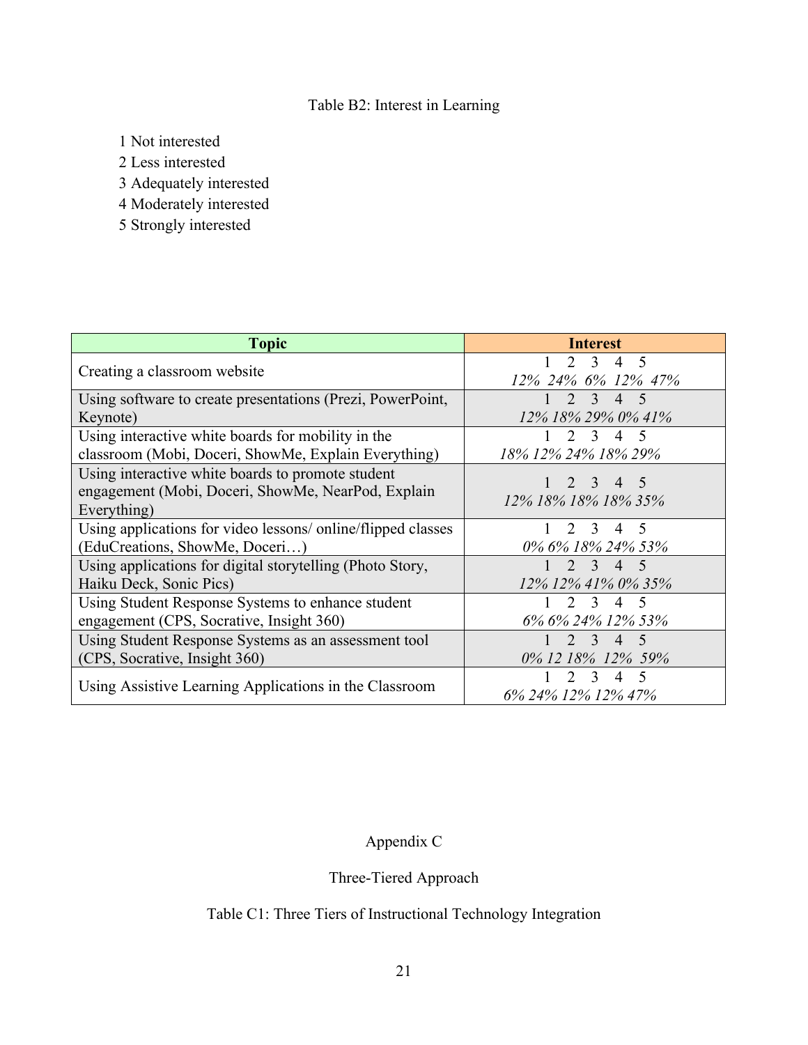Table B2: Interest in Learning

1 Not interested
2 Less interested
3 Adequately interested
4 Moderately interested
5 Strongly interested

| Topic | Interest |
| --- | --- |
| Creating a classroom website | 1 2 3 4 5<br>*12% 24% 6% 12% 47%* |
| Using software to create presentations (Prezi, PowerPoint, Keynote) | 1 2 3 4 5<br>*12% 18% 29% 0% 41%* |
| Using interactive white boards for mobility in the classroom (Mobi, Doceri, ShowMe, Explain Everything) | 1 2 3 4 5<br>*18% 12% 24% 18% 29%* |
| Using interactive white boards to promote student engagement (Mobi, Doceri, ShowMe, NearPod, Explain Everything) | 1 2 3 4 5<br>*12% 18% 18% 18% 35%* |
| Using applications for video lessons/ online/flipped classes (EduCreations, ShowMe, Doceri…) | 1 2 3 4 5<br>*0% 6% 18% 24% 53%* |
| Using applications for digital storytelling (Photo Story, Haiku Deck, Sonic Pics) | 1 2 3 4 5<br>*12% 12% 41% 0% 35%* |
| Using Student Response Systems to enhance student engagement (CPS, Socrative, Insight 360) | 1 2 3 4 5<br>*6% 6% 24% 12% 53%* |
| Using Student Response Systems as an assessment tool (CPS, Socrative, Insight 360) | 1 2 3 4 5<br>*0% 12 18% 12% 59%* |
| Using Assistive Learning Applications in the Classroom | 1 2 3 4 5<br>*6% 24% 12% 12% 47%* |

Appendix C

Three-Tiered Approach

Table C1: Three Tiers of Instructional Technology Integration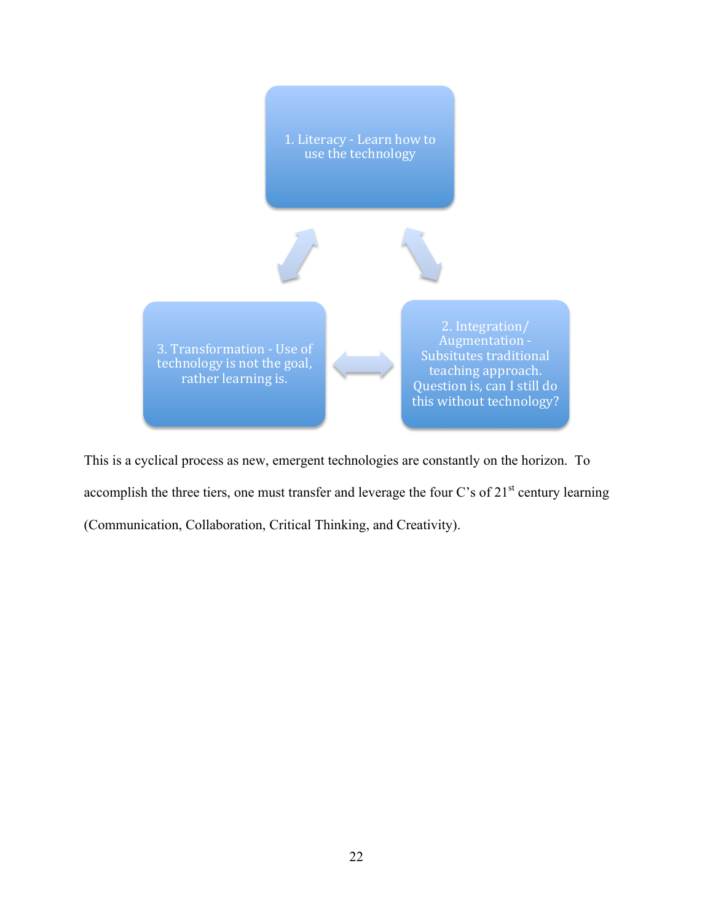1. Literacy - Learn how to use the technology

2. Integration/ Augmentation - Subsitutes traditional teaching approach. Question is, can I still do this without technology?

3. Transformation - Use of technology is not the goal, rather learning is.

This is a cyclical process as new, emergent technologies are constantly on the horizon. To accomplish the three tiers, one must transfer and leverage the four C's of 21st century learning (Communication, Collaboration, Critical Thinking, and Creativity).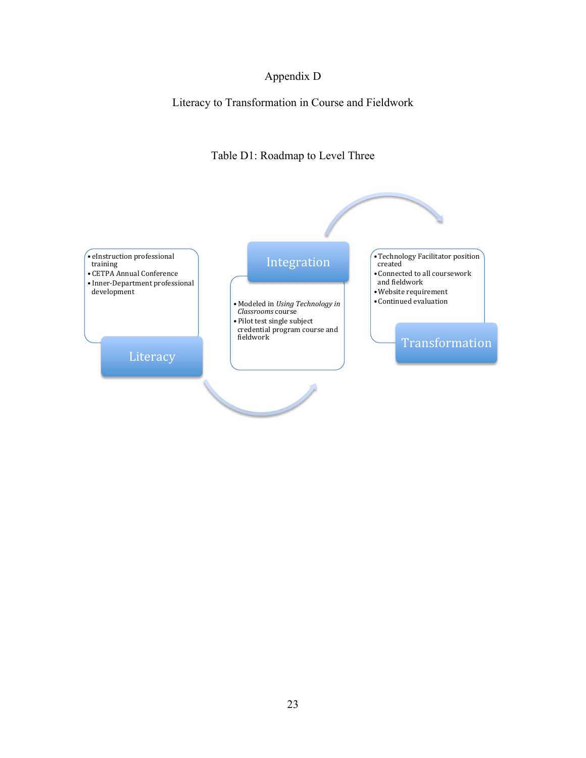# Appendix D

## Literacy to Transformation in Course and Fieldwork

Table D1: Roadmap to Level Three

**Literacy**

- eInstruction professional training
- CETPA Annual Conference
- Inner-Department professional development

**Integration**

- Modeled in *Using Technology in Classrooms* course
- Pilot test single subject credential program course and fieldwork

**Transformation**

- Technology Facilitator position created
- Connected to all coursework and fieldwork
- Website requirement
- Continued evaluation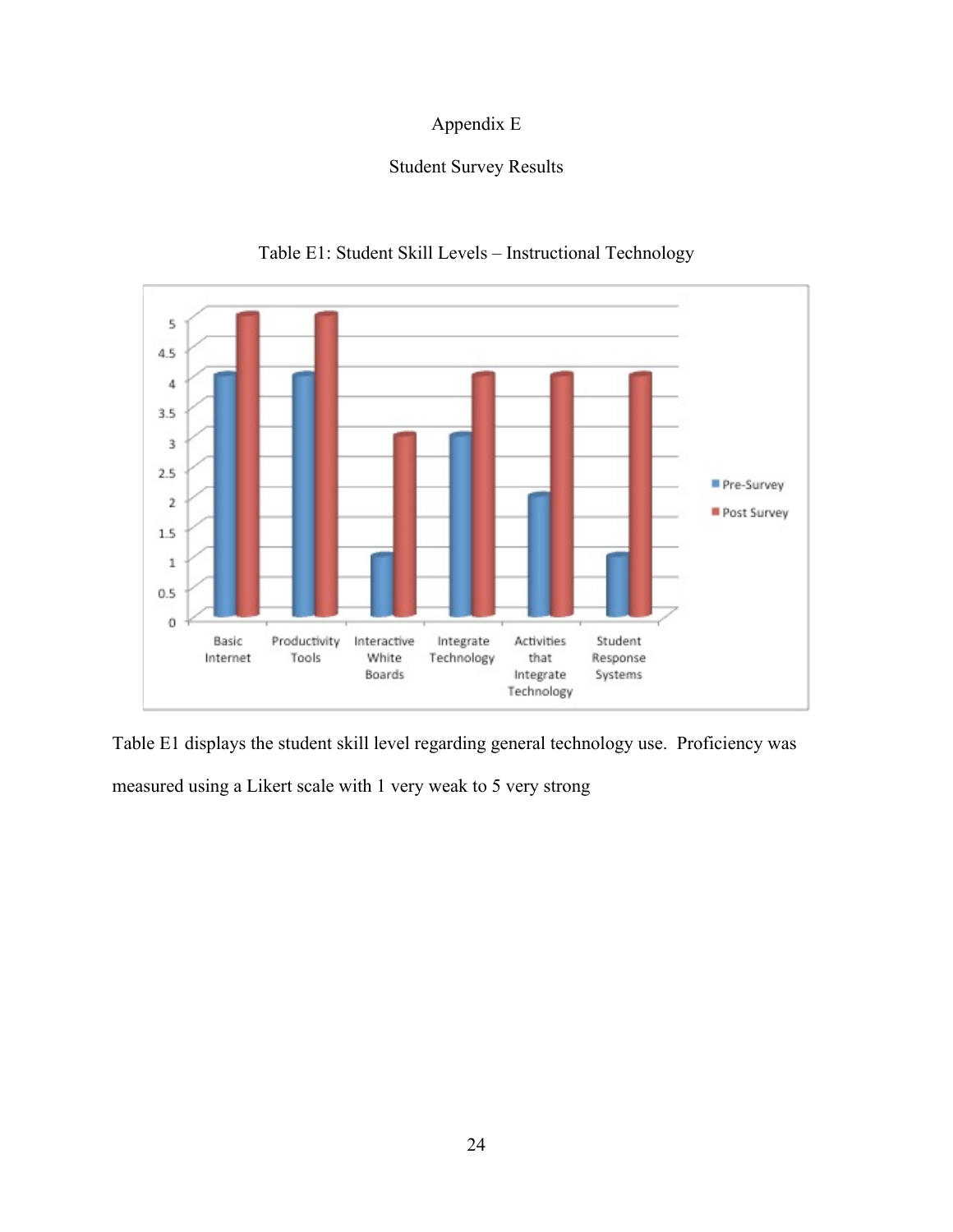# Appendix E

## Student Survey Results

Table E1: Student Skill Levels – Instructional Technology

Table E1 displays the student skill level regarding general technology use. Proficiency was measured using a Likert scale with 1 very weak to 5 very strong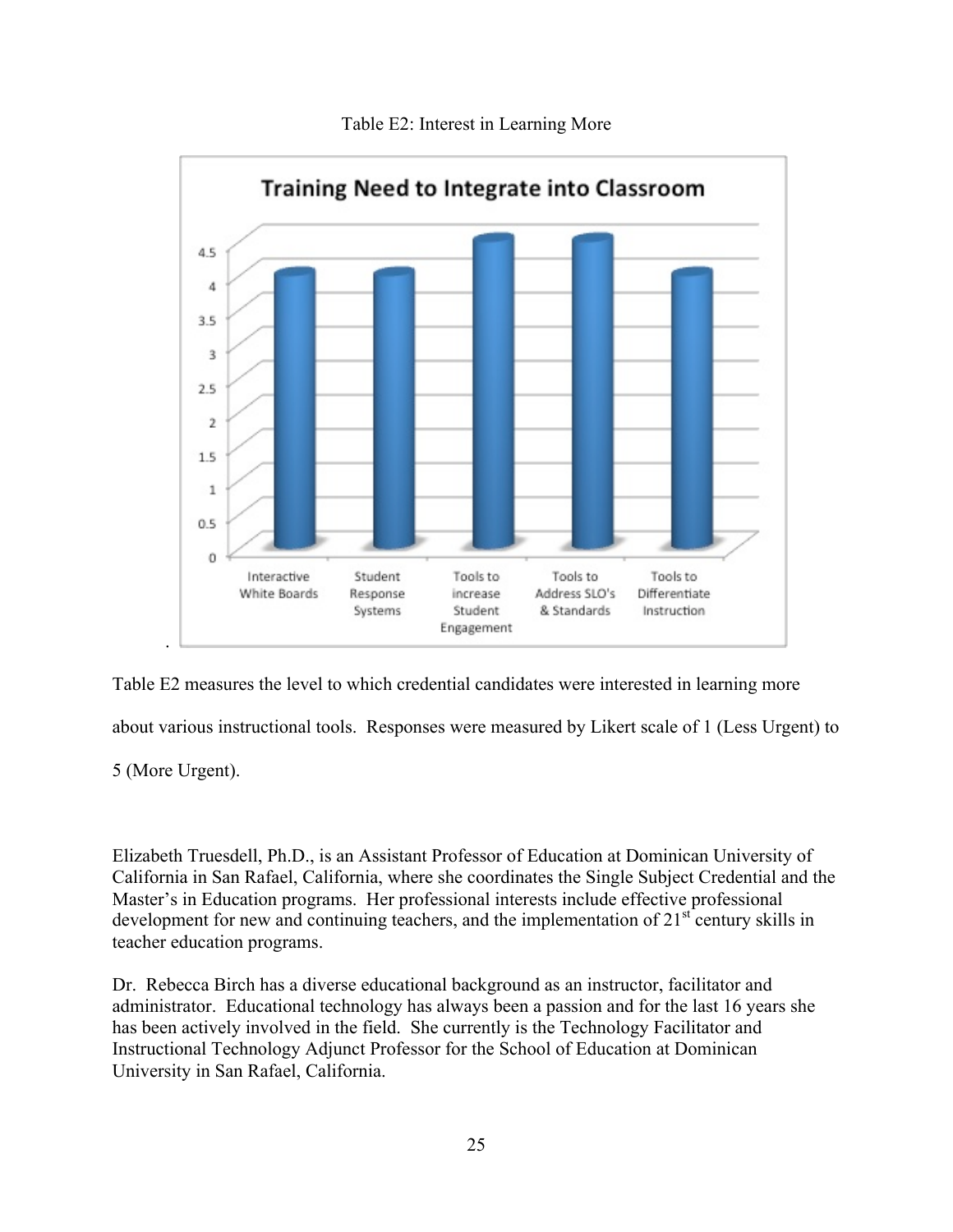Table E2: Interest in Learning More

Training Need to Integrate into Classroom

4.5
4
3.5
3
2.5
2
1.5
1
0.5
0

Interactive White Boards
Student Response Systems
Tools to increase Student Engagement
Tools to Address SLO's & Standards
Tools to Differentiate Instruction

.

Table E2 measures the level to which credential candidates were interested in learning more about various instructional tools. Responses were measured by Likert scale of 1 (Less Urgent) to 5 (More Urgent).

Elizabeth Truesdell, Ph.D., is an Assistant Professor of Education at Dominican University of California in San Rafael, California, where she coordinates the Single Subject Credential and the Master's in Education programs. Her professional interests include effective professional development for new and continuing teachers, and the implementation of 21st century skills in teacher education programs.

Dr. Rebecca Birch has a diverse educational background as an instructor, facilitator and administrator. Educational technology has always been a passion and for the last 16 years she has been actively involved in the field. She currently is the Technology Facilitator and Instructional Technology Adjunct Professor for the School of Education at Dominican University in San Rafael, California.